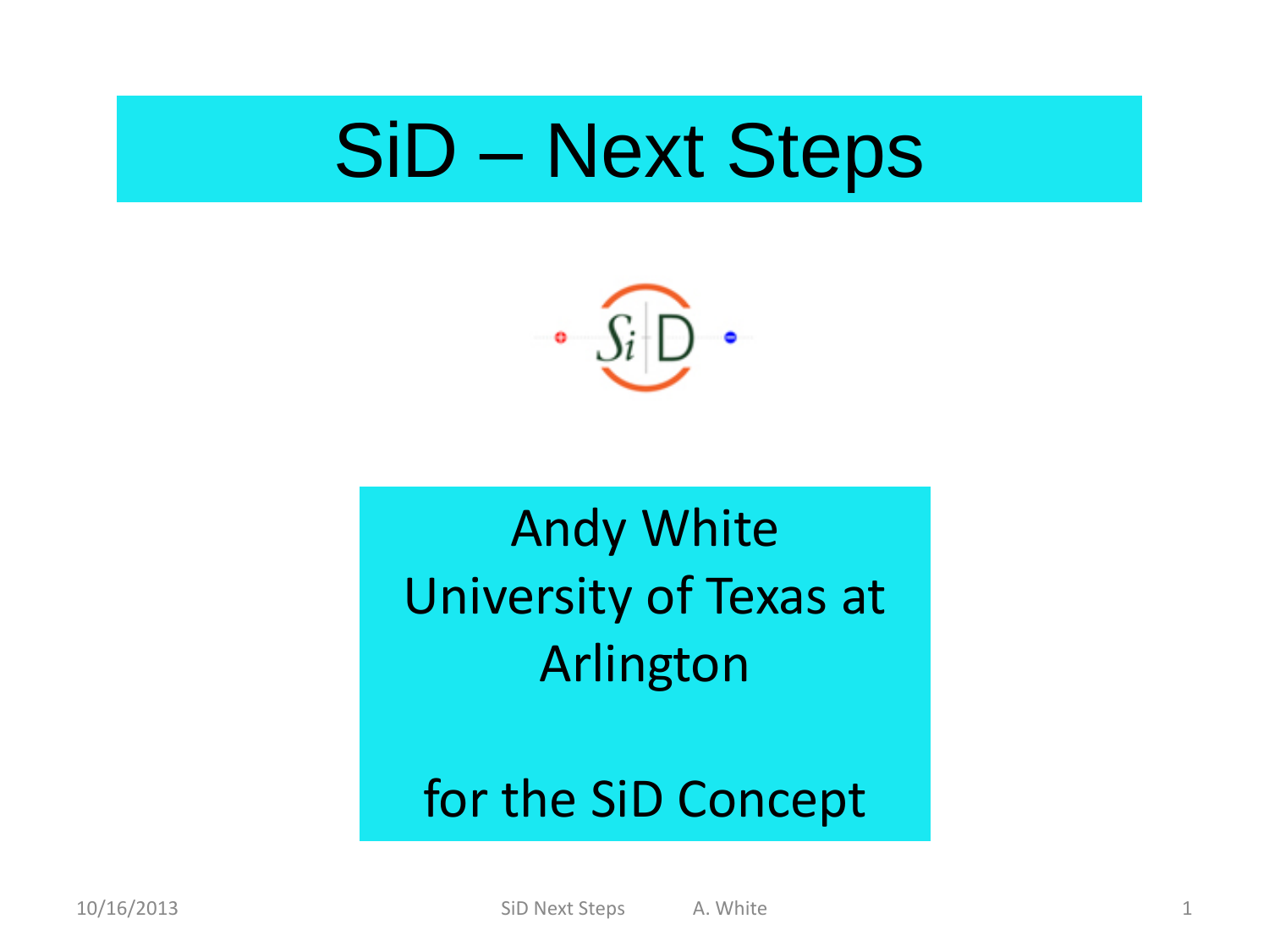# SiD – Next Steps

Andy White
University of Texas at Arlington

for the SiD Concept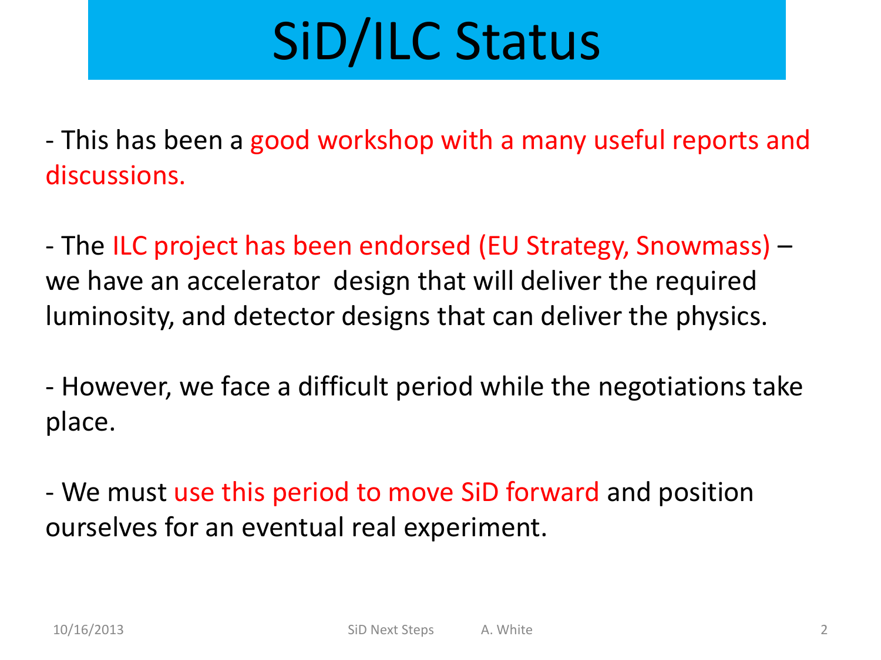# SiD/ILC Status

- This has been a good workshop with a many useful reports and discussions.

- The ILC project has been endorsed (EU Strategy, Snowmass) – we have an accelerator design that will deliver the required luminosity, and detector designs that can deliver the physics.

- However, we face a difficult period while the negotiations take place.

- We must use this period to move SiD forward and position ourselves for an eventual real experiment.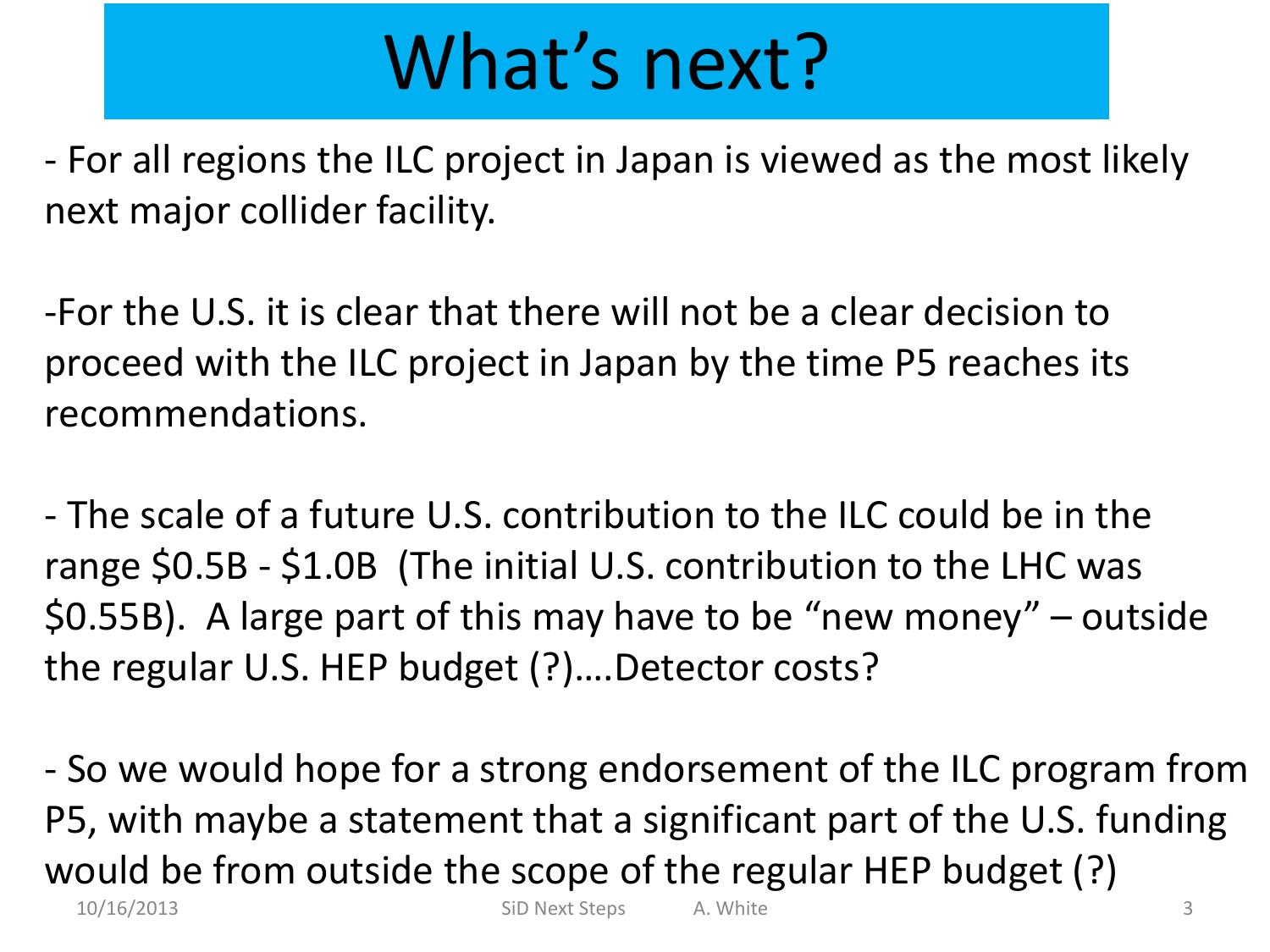# What's next?

- For all regions the ILC project in Japan is viewed as the most likely next major collider facility.

-For the U.S. it is clear that there will not be a clear decision to proceed with the ILC project in Japan by the time P5 reaches its recommendations.

- The scale of a future U.S. contribution to the ILC could be in the range $0.5B - $1.0B (The initial U.S. contribution to the LHC was $0.55B). A large part of this may have to be "new money" – outside the regular U.S. HEP budget (?)….Detector costs?

- So we would hope for a strong endorsement of the ILC program from P5, with maybe a statement that a significant part of the U.S. funding would be from outside the scope of the regular HEP budget (?)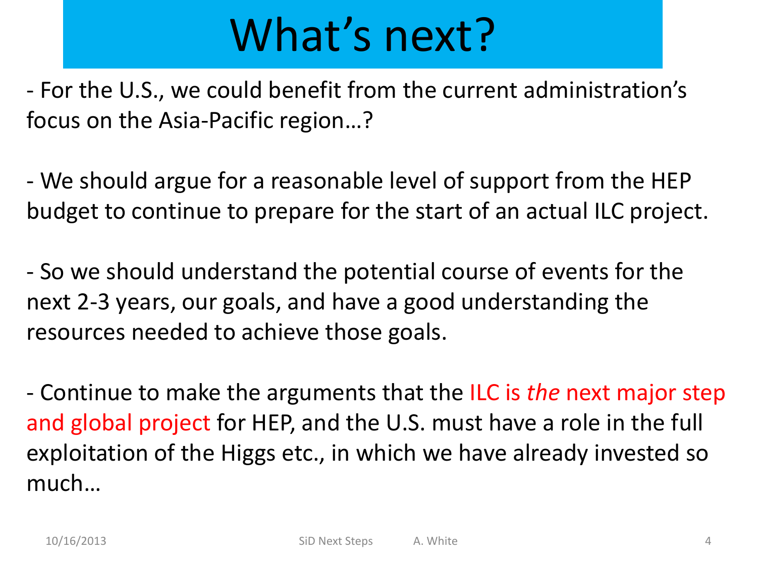# What's next?

- For the U.S., we could benefit from the current administration's focus on the Asia-Pacific region…?

- We should argue for a reasonable level of support from the HEP budget to continue to prepare for the start of an actual ILC project.

- So we should understand the potential course of events for the next 2-3 years, our goals, and have a good understanding the resources needed to achieve those goals.

- Continue to make the arguments that the ILC is *the* next major step and global project for HEP, and the U.S. must have a role in the full exploitation of the Higgs etc., in which we have already invested so much…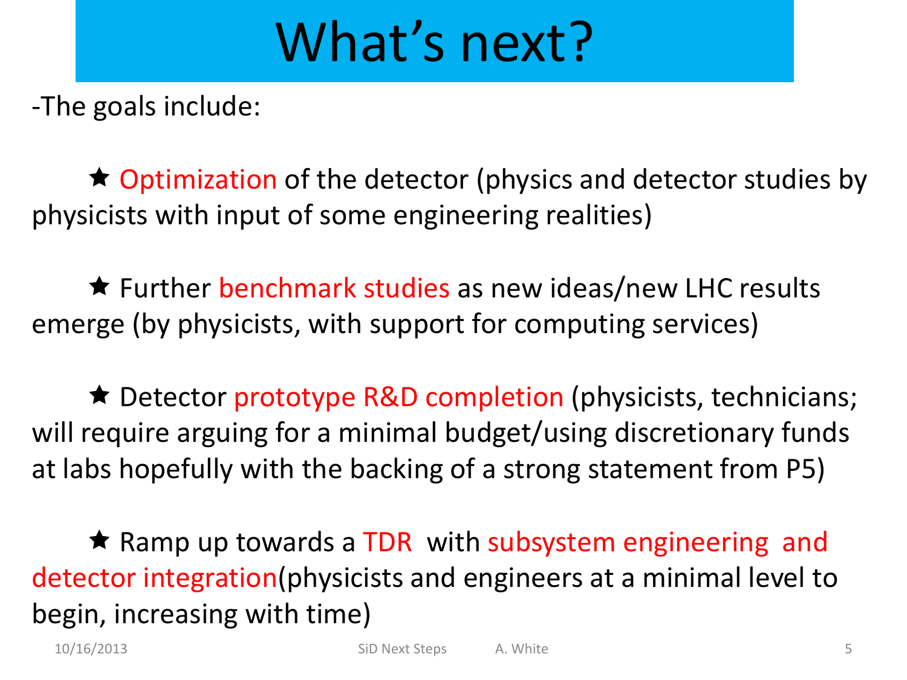# What's next?

-The goals include:

★ Optimization of the detector (physics and detector studies by physicists with input of some engineering realities)

★ Further benchmark studies as new ideas/new LHC results emerge (by physicists, with support for computing services)

★ Detector prototype R&D completion (physicists, technicians; will require arguing for a minimal budget/using discretionary funds at labs hopefully with the backing of a strong statement from P5)

★ Ramp up towards a TDR with subsystem engineering and detector integration(physicists and engineers at a minimal level to begin, increasing with time)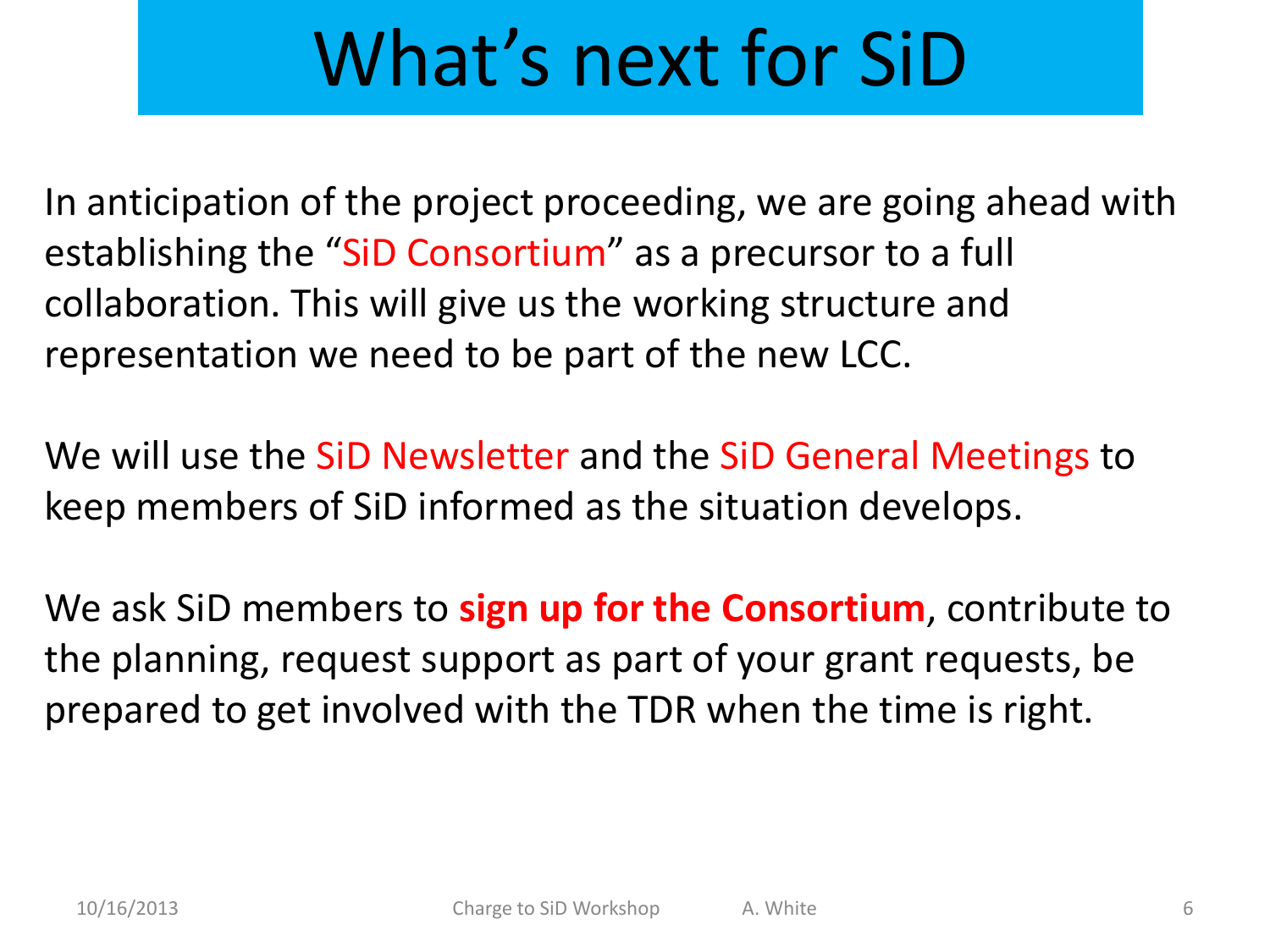# What's next for SiD

In anticipation of the project proceeding, we are going ahead with establishing the "SiD Consortium" as a precursor to a full collaboration. This will give us the working structure and representation we need to be part of the new LCC.

We will use the SiD Newsletter and the SiD General Meetings to keep members of SiD informed as the situation develops.

We ask SiD members to **sign up for the Consortium**, contribute to the planning, request support as part of your grant requests, be prepared to get involved with the TDR when the time is right.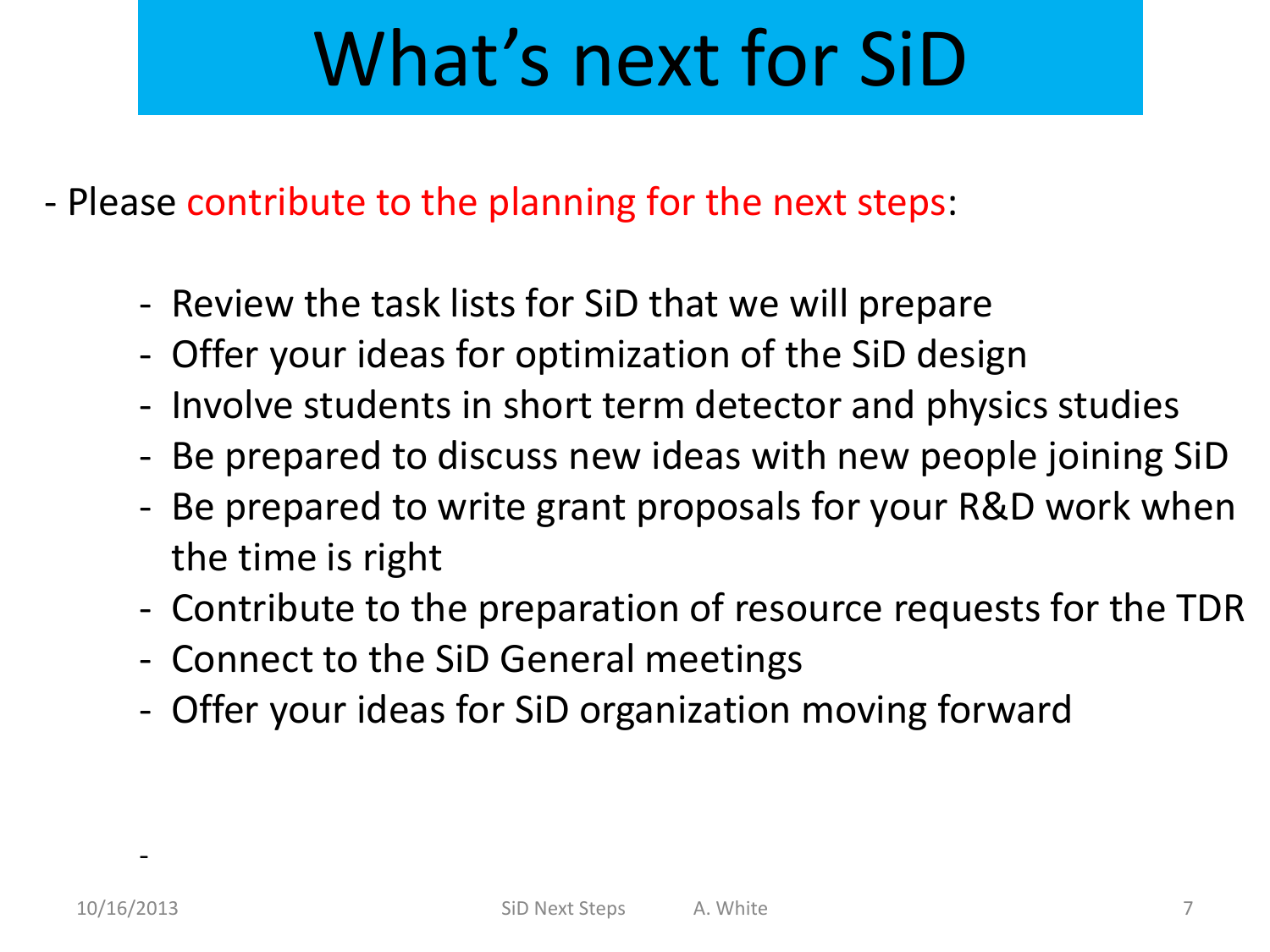# What's next for SiD

- Please contribute to the planning for the next steps:

  - Review the task lists for SiD that we will prepare
  - Offer your ideas for optimization of the SiD design
  - Involve students in short term detector and physics studies
  - Be prepared to discuss new ideas with new people joining SiD
  - Be prepared to write grant proposals for your R&D work when the time is right
  - Contribute to the preparation of resource requests for the TDR
  - Connect to the SiD General meetings
  - Offer your ideas for SiD organization moving forward

-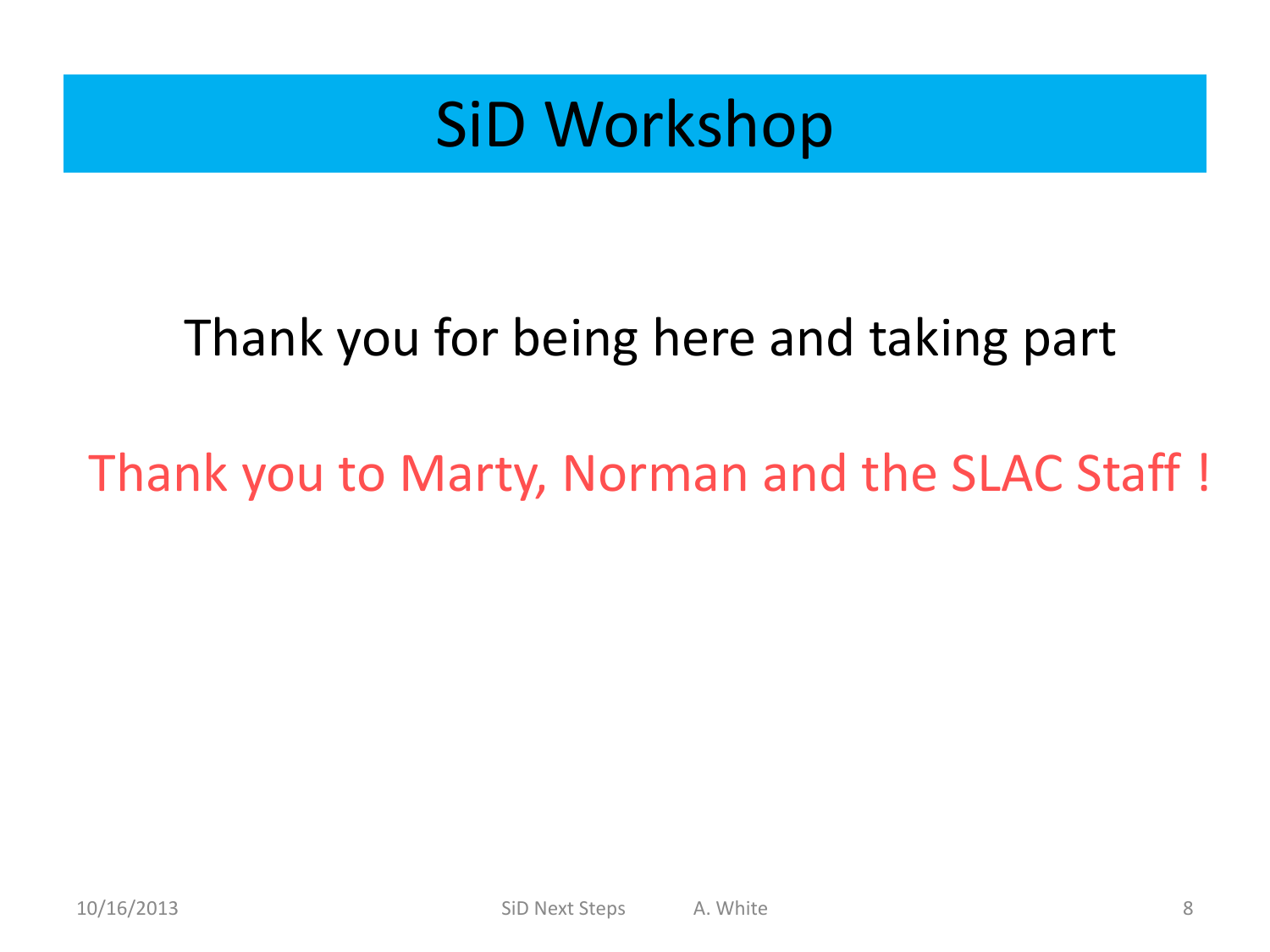# SiD Workshop

Thank you for being here and taking part

Thank you to Marty, Norman and the SLAC Staff !